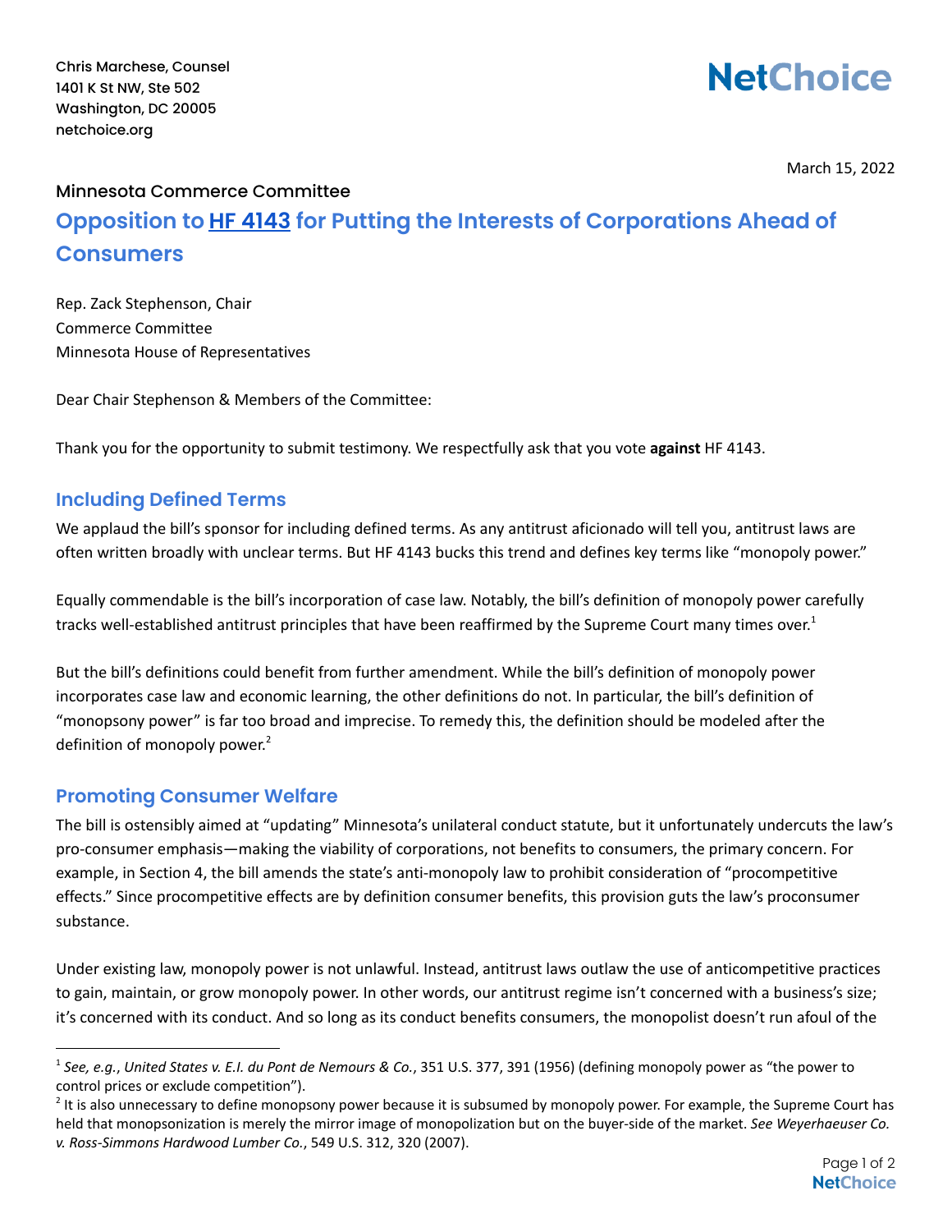Chris Marchese, Counsel
1401 K St NW, Ste 502
Washington, DC 20005
netchoice.org

**NetChoice**

March 15, 2022

Minnesota Commerce Committee

# Opposition to HF 4143 for Putting the Interests of Corporations Ahead of Consumers

Rep. Zack Stephenson, Chair
Commerce Committee
Minnesota House of Representatives

Dear Chair Stephenson & Members of the Committee:

Thank you for the opportunity to submit testimony. We respectfully ask that you vote **against** HF 4143.

## Including Defined Terms

We applaud the bill's sponsor for including defined terms. As any antitrust aficionado will tell you, antitrust laws are often written broadly with unclear terms. But HF 4143 bucks this trend and defines key terms like "monopoly power."

Equally commendable is the bill's incorporation of case law. Notably, the bill's definition of monopoly power carefully tracks well-established antitrust principles that have been reaffirmed by the Supreme Court many times over.[1]

But the bill's definitions could benefit from further amendment. While the bill's definition of monopoly power incorporates case law and economic learning, the other definitions do not. In particular, the bill's definition of "monopsony power" is far too broad and imprecise. To remedy this, the definition should be modeled after the definition of monopoly power.[2]

## Promoting Consumer Welfare

The bill is ostensibly aimed at "updating" Minnesota's unilateral conduct statute, but it unfortunately undercuts the law's pro-consumer emphasis—making the viability of corporations, not benefits to consumers, the primary concern. For example, in Section 4, the bill amends the state's anti-monopoly law to prohibit consideration of "procompetitive effects." Since procompetitive effects are by definition consumer benefits, this provision guts the law's proconsumer substance.

Under existing law, monopoly power is not unlawful. Instead, antitrust laws outlaw the use of anticompetitive practices to gain, maintain, or grow monopoly power. In other words, our antitrust regime isn't concerned with a business's size; it's concerned with its conduct. And so long as its conduct benefits consumers, the monopolist doesn't run afoul of the

---

[1] *See, e.g.*, *United States v. E.I. du Pont de Nemours & Co.*, 351 U.S. 377, 391 (1956) (defining monopoly power as "the power to control prices or exclude competition").

[2] It is also unnecessary to define monopsony power because it is subsumed by monopoly power. For example, the Supreme Court has held that monopsonization is merely the mirror image of monopolization but on the buyer-side of the market. *See Weyerhaeuser Co. v. Ross-Simmons Hardwood Lumber Co.*, 549 U.S. 312, 320 (2007).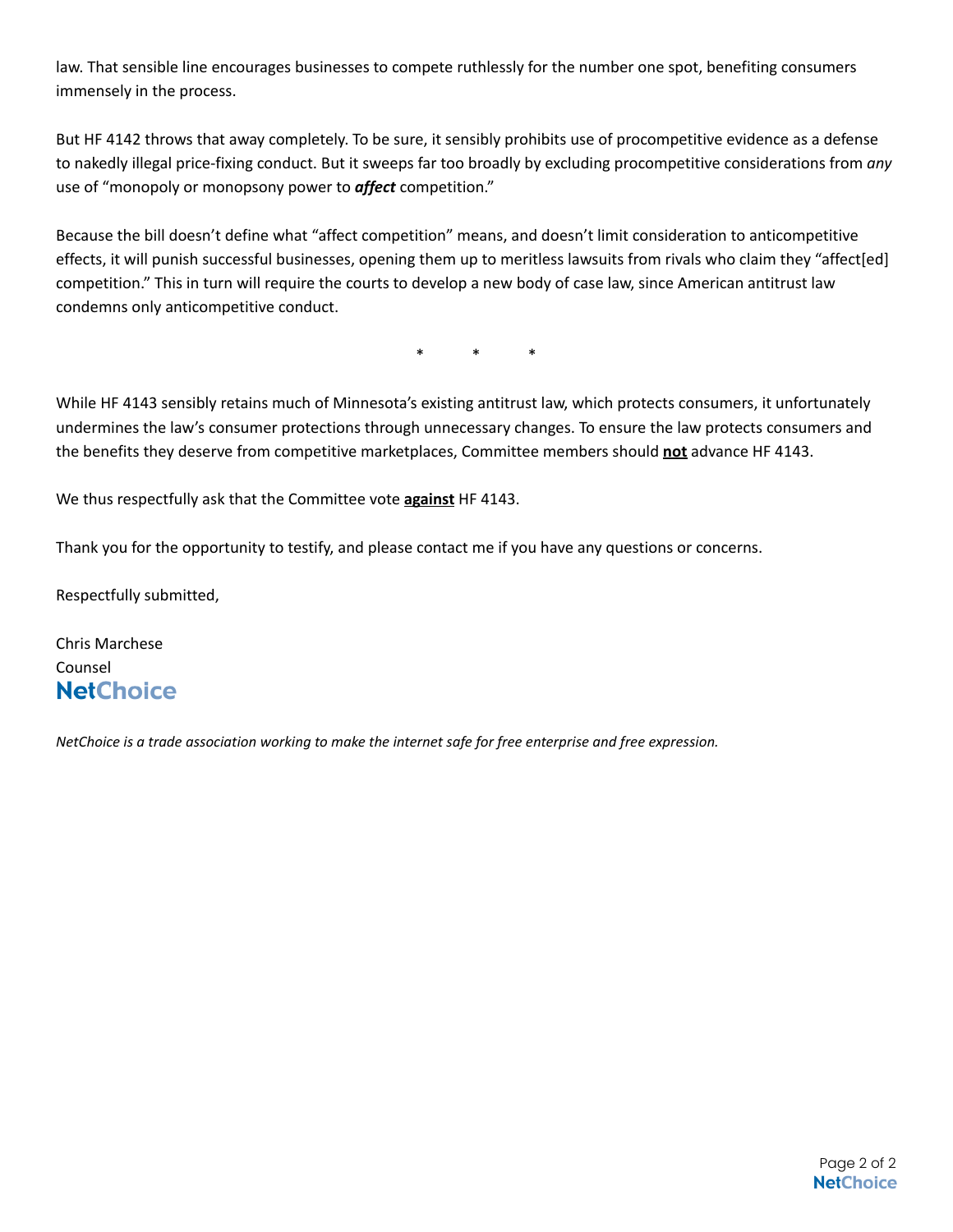law. That sensible line encourages businesses to compete ruthlessly for the number one spot, benefiting consumers immensely in the process.

But HF 4142 throws that away completely. To be sure, it sensibly prohibits use of procompetitive evidence as a defense to nakedly illegal price-fixing conduct. But it sweeps far too broadly by excluding procompetitive considerations from *any* use of "monopoly or monopsony power to ***affect*** competition."

Because the bill doesn't define what "affect competition" means, and doesn't limit consideration to anticompetitive effects, it will punish successful businesses, opening them up to meritless lawsuits from rivals who claim they "affect[ed] competition." This in turn will require the courts to develop a new body of case law, since American antitrust law condemns only anticompetitive conduct.

\* \* \*

While HF 4143 sensibly retains much of Minnesota's existing antitrust law, which protects consumers, it unfortunately undermines the law's consumer protections through unnecessary changes. To ensure the law protects consumers and the benefits they deserve from competitive marketplaces, Committee members should **<u>not</u>** advance HF 4143.

We thus respectfully ask that the Committee vote **<u>against</u>** HF 4143.

Thank you for the opportunity to testify, and please contact me if you have any questions or concerns.

Respectfully submitted,

Chris Marchese
Counsel
**NetChoice**

*NetChoice is a trade association working to make the internet safe for free enterprise and free expression.*